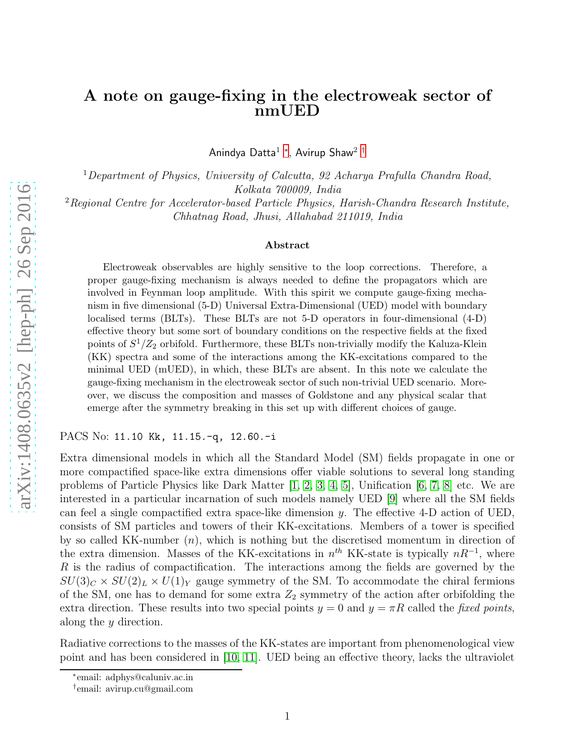# A note on gauge-fixing in the electroweak sector of nmUED

Anindya Datta[1] [*], Avirup Shaw[2] [†]

[1] *Department of Physics, University of Calcutta, 92 Acharya Prafulla Chandra Road, Kolkata 700009, India*

[2] *Regional Centre for Accelerator-based Particle Physics, Harish-Chandra Research Institute, Chhatnag Road, Jhusi, Allahabad 211019, India*

### Abstract

Electroweak observables are highly sensitive to the loop corrections. Therefore, a proper gauge-fixing mechanism is always needed to define the propagators which are involved in Feynman loop amplitude. With this spirit we compute gauge-fixing mechanism in five dimensional (5-D) Universal Extra-Dimensional (UED) model with boundary localised terms (BLTs). These BLTs are not 5-D operators in four-dimensional (4-D) effective theory but some sort of boundary conditions on the respective fields at the fixed points of $S^1/Z_2$ orbifold. Furthermore, these BLTs non-trivially modify the Kaluza-Klein (KK) spectra and some of the interactions among the KK-excitations compared to the minimal UED (mUED), in which, these BLTs are absent. In this note we calculate the gauge-fixing mechanism in the electroweak sector of such non-trivial UED scenario. Moreover, we discuss the composition and masses of Goldstone and any physical scalar that emerge after the symmetry breaking in this set up with different choices of gauge.

PACS No: 11.10 Kk, 11.15.-q, 12.60.-i

Extra dimensional models in which all the Standard Model (SM) fields propagate in one or more compactified space-like extra dimensions offer viable solutions to several long standing problems of Particle Physics like Dark Matter [1, 2, 3, 4, 5], Unification [6, 7, 8] etc. We are interested in a particular incarnation of such models namely UED [9] where all the SM fields can feel a single compactified extra space-like dimension $y$. The effective 4-D action of UED, consists of SM particles and towers of their KK-excitations. Members of a tower is specified by so called KK-number $(n)$, which is nothing but the discretised momentum in direction of the extra dimension. Masses of the KK-excitations in $n^{th}$ KK-state is typically $nR^{-1}$, where $R$ is the radius of compactification. The interactions among the fields are governed by the $SU(3)_C \times SU(2)_L \times U(1)_Y$ gauge symmetry of the SM. To accommodate the chiral fermions of the SM, one has to demand for some extra $Z_2$ symmetry of the action after orbifolding the extra direction. These results into two special points $y = 0$ and $y = \pi R$ called the *fixed points*, along the $y$ direction.

Radiative corrections to the masses of the KK-states are important from phenomenological view point and has been considered in [10, 11]. UED being an effective theory, lacks the ultraviolet

---

[*] email: adphys@caluniv.ac.in

[†] email: avirup.cu@gmail.com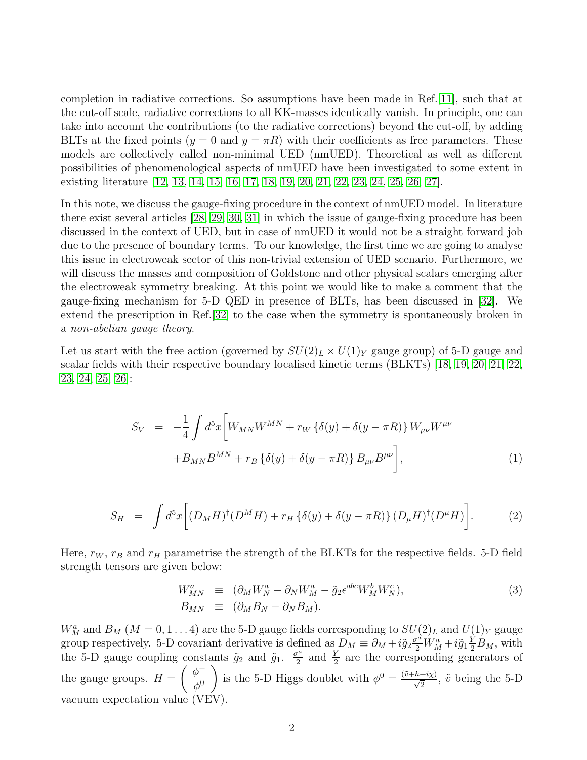completion in radiative corrections. So assumptions have been made in Ref.[11], such that at the cut-off scale, radiative corrections to all KK-masses identically vanish. In principle, one can take into account the contributions (to the radiative corrections) beyond the cut-off, by adding BLTs at the fixed points ($y = 0$ and $y = \pi R$) with their coefficients as free parameters. These models are collectively called non-minimal UED (nmUED). Theoretical as well as different possibilities of phenomenological aspects of nmUED have been investigated to some extent in existing literature [12, 13, 14, 15, 16, 17, 18, 19, 20, 21, 22, 23, 24, 25, 26, 27].

In this note, we discuss the gauge-fixing procedure in the context of nmUED model. In literature there exist several articles [28, 29, 30, 31] in which the issue of gauge-fixing procedure has been discussed in the context of UED, but in case of nmUED it would not be a straight forward job due to the presence of boundary terms. To our knowledge, the first time we are going to analyse this issue in electroweak sector of this non-trivial extension of UED scenario. Furthermore, we will discuss the masses and composition of Goldstone and other physical scalars emerging after the electroweak symmetry breaking. At this point we would like to make a comment that the gauge-fixing mechanism for 5-D QED in presence of BLTs, has been discussed in [32]. We extend the prescription in Ref.[32] to the case when the symmetry is spontaneously broken in a *non-abelian gauge theory*.

Let us start with the free action (governed by $SU(2)_L \times U(1)_Y$ gauge group) of 5-D gauge and scalar fields with their respective boundary localised kinetic terms (BLKTs) [18, 19, 20, 21, 22, 23, 24, 25, 26]:

$$
\begin{aligned}
S_V \;=\; -\frac{1}{4}\int d^5x \bigg[ & W_{MN}W^{MN} + r_W \left\{\delta(y) + \delta(y - \pi R)\right\} W_{\mu\nu}W^{\mu\nu} \\
& + B_{MN}B^{MN} + r_B \left\{\delta(y) + \delta(y - \pi R)\right\} B_{\mu\nu}B^{\mu\nu} \bigg],
\end{aligned} \tag{1}
$$

$$
S_H \;=\; \int d^5x \bigg[ (D_M H)^\dagger (D^M H) + r_H \left\{\delta(y) + \delta(y - \pi R)\right\} (D_\mu H)^\dagger (D^\mu H) \bigg]. \tag{2}
$$

Here, $r_W$, $r_B$ and $r_H$ parametrise the strength of the BLKTs for the respective fields. 5-D field strength tensors are given below:

$$
\begin{aligned}
W^a_{MN} &\equiv (\partial_M W^a_N - \partial_N W^a_M - \tilde{g}_2 \epsilon^{abc} W^b_M W^c_N), \\
B_{MN} &\equiv (\partial_M B_N - \partial_N B_M).
\end{aligned} \tag{3}
$$

$W^a_M$ and $B_M$ ($M = 0, 1 \ldots 4$) are the 5-D gauge fields corresponding to $SU(2)_L$ and $U(1)_Y$ gauge group respectively. 5-D covariant derivative is defined as $D_M \equiv \partial_M + i\tilde{g}_2 \frac{\sigma^a}{2} W^a_M + i\tilde{g}_1 \frac{Y}{2} B_M$, with the 5-D gauge coupling constants $\tilde{g}_2$ and $\tilde{g}_1$. $\frac{\sigma^a}{2}$ and $\frac{Y}{2}$ are the corresponding generators of the gauge groups. $H = \begin{pmatrix} \phi^+ \\ \phi^0 \end{pmatrix}$ is the 5-D Higgs doublet with $\phi^0 = \frac{(\tilde{v} + h + i\chi)}{\sqrt{2}}$, $\tilde{v}$ being the 5-D vacuum expectation value (VEV).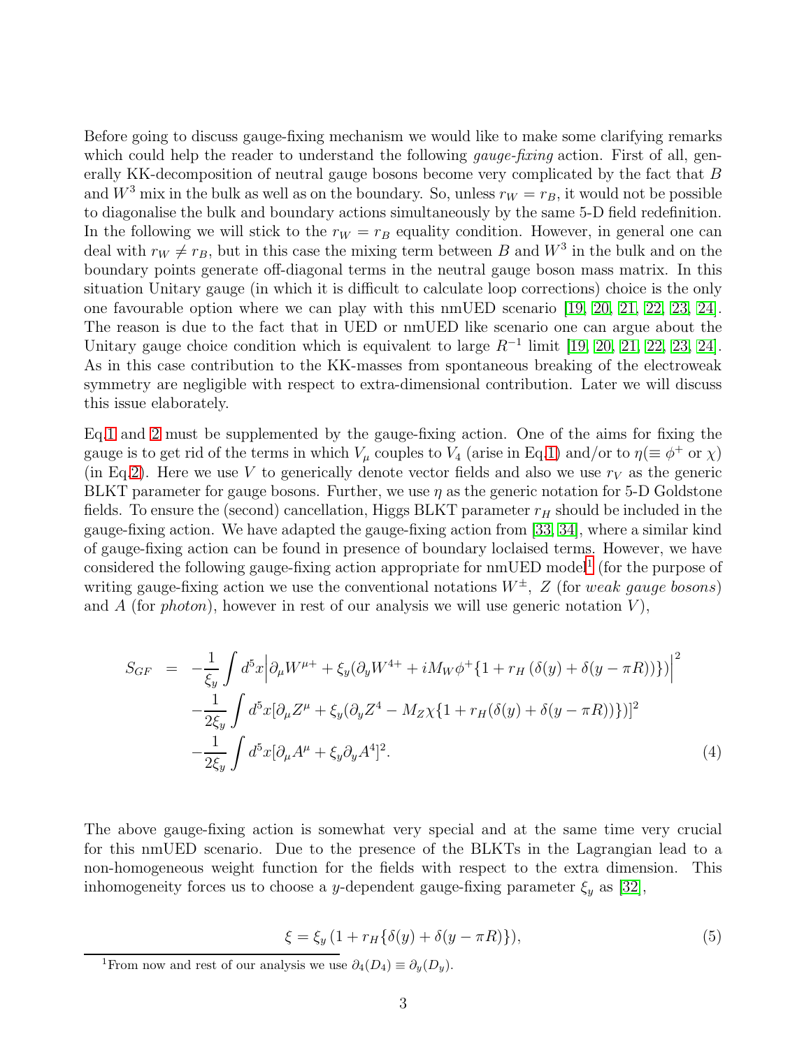Before going to discuss gauge-fixing mechanism we would like to make some clarifying remarks which could help the reader to understand the following *gauge-fixing* action. First of all, generally KK-decomposition of neutral gauge bosons become very complicated by the fact that $B$ and $W^3$ mix in the bulk as well as on the boundary. So, unless $r_W = r_B$, it would not be possible to diagonalise the bulk and boundary actions simultaneously by the same 5-D field redefinition. In the following we will stick to the $r_W = r_B$ equality condition. However, in general one can deal with $r_W \neq r_B$, but in this case the mixing term between $B$ and $W^3$ in the bulk and on the boundary points generate off-diagonal terms in the neutral gauge boson mass matrix. In this situation Unitary gauge (in which it is difficult to calculate loop corrections) choice is the only one favourable option where we can play with this nmUED scenario [19, 20, 21, 22, 23, 24]. The reason is due to the fact that in UED or nmUED like scenario one can argue about the Unitary gauge choice condition which is equivalent to large $R^{-1}$ limit [19, 20, 21, 22, 23, 24]. As in this case contribution to the KK-masses from spontaneous breaking of the electroweak symmetry are negligible with respect to extra-dimensional contribution. Later we will discuss this issue elaborately.

Eq.1 and 2 must be supplemented by the gauge-fixing action. One of the aims for fixing the gauge is to get rid of the terms in which $V_\mu$ couples to $V_4$ (arise in Eq.1) and/or to $\eta (\equiv \phi^+$ or $\chi)$ (in Eq.2). Here we use $V$ to generically denote vector fields and also we use $r_V$ as the generic BLKT parameter for gauge bosons. Further, we use $\eta$ as the generic notation for 5-D Goldstone fields. To ensure the (second) cancellation, Higgs BLKT parameter $r_H$ should be included in the gauge-fixing action. We have adapted the gauge-fixing action from [33, 34], where a similar kind of gauge-fixing action can be found in presence of boundary loclaised terms. However, we have considered the following gauge-fixing action appropriate for nmUED model[1] (for the purpose of writing gauge-fixing action we use the conventional notations $W^\pm$, $Z$ (for *weak gauge bosons*) and $A$ (for *photon*), however in rest of our analysis we will use generic notation $V$),

$$
\begin{aligned}
S_{GF} = & -\frac{1}{\xi_y}\int d^5x \Big|\partial_\mu W^{\mu+} + \xi_y(\partial_y W^{4+} + iM_W\phi^+\{1 + r_H\,(\delta(y) + \delta(y-\pi R))\})\Big|^2 \\
& -\frac{1}{2\xi_y}\int d^5x[\partial_\mu Z^\mu + \xi_y(\partial_y Z^4 - M_Z\chi\{1 + r_H(\delta(y) + \delta(y-\pi R))\})]^2 \\
& -\frac{1}{2\xi_y}\int d^5x[\partial_\mu A^\mu + \xi_y\partial_y A^4]^2. \qquad (4)
\end{aligned}
$$

The above gauge-fixing action is somewhat very special and at the same time very crucial for this nmUED scenario. Due to the presence of the BLKTs in the Lagrangian lead to a non-homogeneous weight function for the fields with respect to the extra dimension. This inhomogeneity forces us to choose a $y$-dependent gauge-fixing parameter $\xi_y$ as [32],

$$
\xi = \xi_y\,(1 + r_H\{\delta(y) + \delta(y-\pi R)\}), \qquad (5)
$$

[1] From now and rest of our analysis we use $\partial_4(D_4) \equiv \partial_y(D_y)$.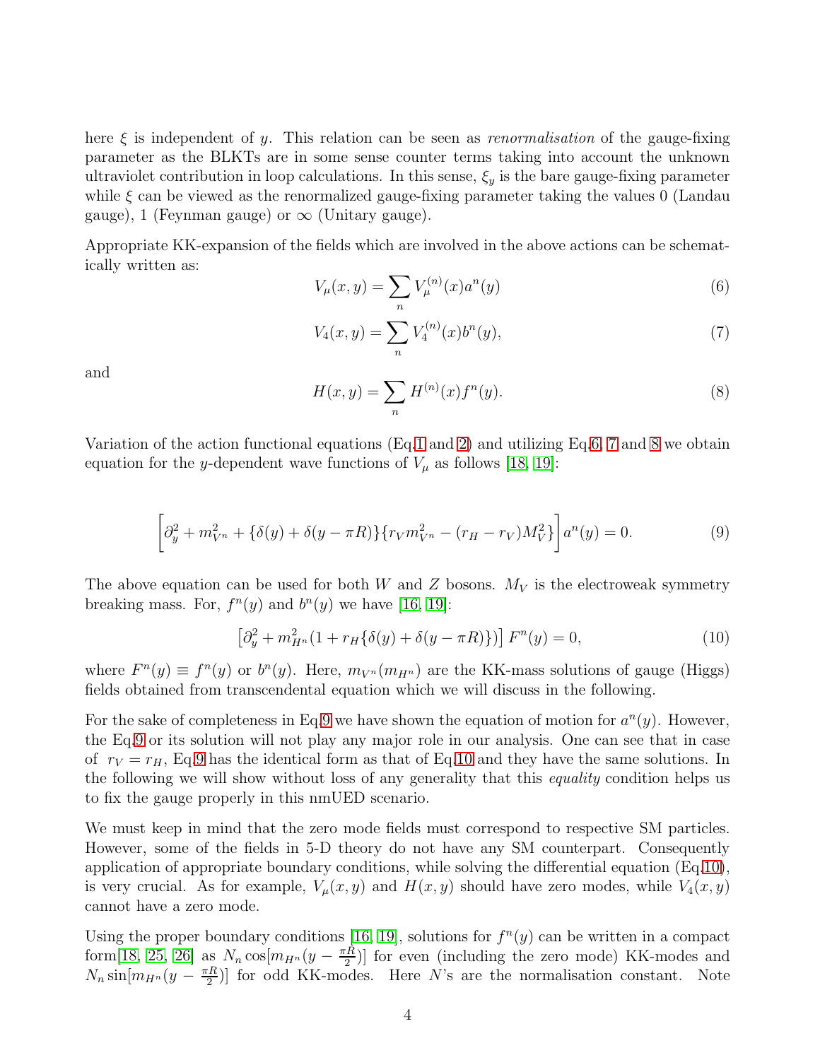here $\xi$ is independent of $y$. This relation can be seen as *renormalisation* of the gauge-fixing parameter as the BLKTs are in some sense counter terms taking into account the unknown ultraviolet contribution in loop calculations. In this sense, $\xi_y$ is the bare gauge-fixing parameter while $\xi$ can be viewed as the renormalized gauge-fixing parameter taking the values 0 (Landau gauge), 1 (Feynman gauge) or $\infty$ (Unitary gauge).

Appropriate KK-expansion of the fields which are involved in the above actions can be schematically written as:

$$V_\mu(x, y) = \sum_n V_\mu^{(n)}(x) a^n(y) \tag{6}$$

$$V_4(x, y) = \sum_n V_4^{(n)}(x) b^n(y), \tag{7}$$

and

$$H(x, y) = \sum_n H^{(n)}(x) f^n(y). \tag{8}$$

Variation of the action functional equations (Eq.1 and 2) and utilizing Eq.6, 7 and 8 we obtain equation for the $y$-dependent wave functions of $V_\mu$ as follows [18, 19]:

$$\left[\partial_y^2 + m_{V^n}^2 + \{\delta(y) + \delta(y - \pi R)\}\{r_V m_{V^n}^2 - (r_H - r_V) M_V^2\}\right] a^n(y) = 0. \tag{9}$$

The above equation can be used for both $W$ and $Z$ bosons. $M_V$ is the electroweak symmetry breaking mass. For, $f^n(y)$ and $b^n(y)$ we have [16, 19]:

$$\left[\partial_y^2 + m_{H^n}^2 (1 + r_H\{\delta(y) + \delta(y - \pi R)\})\right] F^n(y) = 0, \tag{10}$$

where $F^n(y) \equiv f^n(y)$ or $b^n(y)$. Here, $m_{V^n} (m_{H^n})$ are the KK-mass solutions of gauge (Higgs) fields obtained from transcendental equation which we will discuss in the following.

For the sake of completeness in Eq.9 we have shown the equation of motion for $a^n(y)$. However, the Eq.9 or its solution will not play any major role in our analysis. One can see that in case of $r_V = r_H$, Eq.9 has the identical form as that of Eq.10 and they have the same solutions. In the following we will show without loss of any generality that this *equality* condition helps us to fix the gauge properly in this nmUED scenario.

We must keep in mind that the zero mode fields must correspond to respective SM particles. However, some of the fields in 5-D theory do not have any SM counterpart. Consequently application of appropriate boundary conditions, while solving the differential equation (Eq.10), is very crucial. As for example, $V_\mu(x, y)$ and $H(x, y)$ should have zero modes, while $V_4(x, y)$ cannot have a zero mode.

Using the proper boundary conditions [16, 19], solutions for $f^n(y)$ can be written in a compact form[18, 25, 26] as $N_n \cos[m_{H^n}(y - \frac{\pi R}{2})]$ for even (including the zero mode) KK-modes and $N_n \sin[m_{H^n}(y - \frac{\pi R}{2})]$ for odd KK-modes. Here $N$'s are the normalisation constant. Note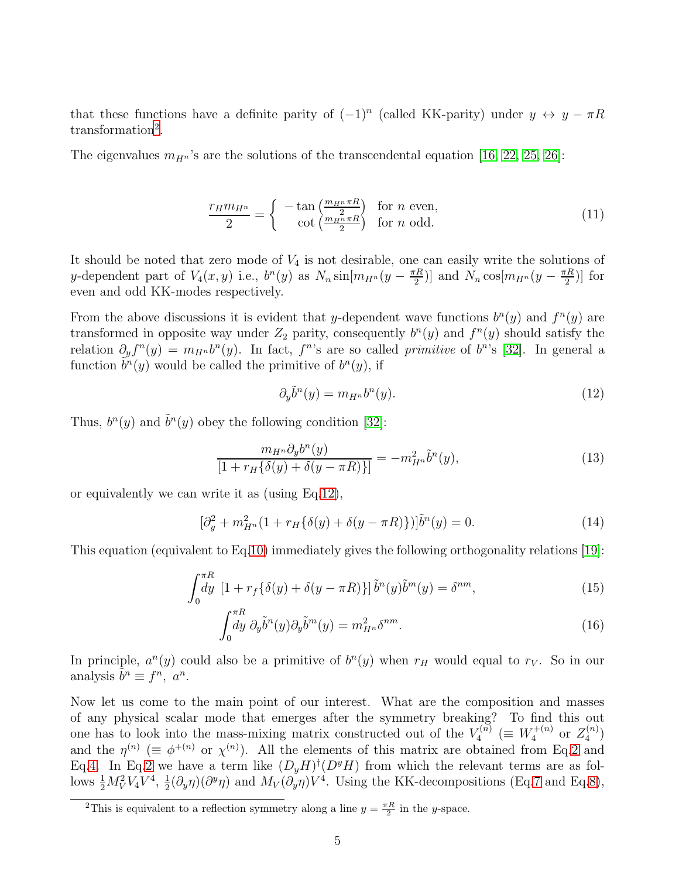that these functions have a definite parity of $(-1)^n$ (called KK-parity) under $y \leftrightarrow y - \pi R$ transformation[2].

The eigenvalues $m_{H^n}$'s are the solutions of the transcendental equation [16, 22, 25, 26]:

$$\frac{r_H m_{H^n}}{2} = \begin{cases} -\tan\left(\frac{m_{H^n}\pi R}{2}\right) & \text{for } n \text{ even,} \\ \cot\left(\frac{m_{H^n}\pi R}{2}\right) & \text{for } n \text{ odd.} \end{cases} \tag{11}$$

It should be noted that zero mode of $V_4$ is not desirable, one can easily write the solutions of $y$-dependent part of $V_4(x, y)$ i.e., $b^n(y)$ as $N_n \sin[m_{H^n}(y - \frac{\pi R}{2})]$ and $N_n \cos[m_{H^n}(y - \frac{\pi R}{2})]$ for even and odd KK-modes respectively.

From the above discussions it is evident that $y$-dependent wave functions $b^n(y)$ and $f^n(y)$ are transformed in opposite way under $Z_2$ parity, consequently $b^n(y)$ and $f^n(y)$ should satisfy the relation $\partial_y f^n(y) = m_{H^n} b^n(y)$. In fact, $f^n$'s are so called *primitive* of $b^n$'s [32]. In general a function $\tilde{b}^n(y)$ would be called the primitive of $b^n(y)$, if

$$\partial_y \tilde{b}^n(y) = m_{H^n} b^n(y). \tag{12}$$

Thus, $b^n(y)$ and $\tilde{b}^n(y)$ obey the following condition [32]:

$$\frac{m_{H^n} \partial_y b^n(y)}{[1 + r_H\{\delta(y) + \delta(y - \pi R)\}]} = -m_{H^n}^2 \tilde{b}^n(y), \tag{13}$$

or equivalently we can write it as (using Eq.12),

$$[\partial_y^2 + m_{H^n}^2(1 + r_H\{\delta(y) + \delta(y - \pi R)\})]\tilde{b}^n(y) = 0. \tag{14}$$

This equation (equivalent to Eq.10) immediately gives the following orthogonality relations [19]:

$$\int_0^{\pi R} dy \ [1 + r_f\{\delta(y) + \delta(y - \pi R)\}]\, \tilde{b}^n(y)\tilde{b}^m(y) = \delta^{nm}, \tag{15}$$

$$\int_0^{\pi R} dy \ \partial_y \tilde{b}^n(y) \partial_y \tilde{b}^m(y) = m_{H^n}^2 \delta^{nm}. \tag{16}$$

In principle, $a^n(y)$ could also be a primitive of $b^n(y)$ when $r_H$ would equal to $r_V$. So in our analysis $\tilde{b}^n \equiv f^n,\ a^n$.

Now let us come to the main point of our interest. What are the composition and masses of any physical scalar mode that emerges after the symmetry breaking? To find this out one has to look into the mass-mixing matrix constructed out of the $V_4^{(n)}$ ($\equiv W_4^{+(n)}$ or $Z_4^{(n)}$) and the $\eta^{(n)}$ ($\equiv \phi^{+(n)}$ or $\chi^{(n)}$). All the elements of this matrix are obtained from Eq.2 and Eq.4. In Eq.2 we have a term like $(D_y H)^\dagger (D^y H)$ from which the relevant terms are as follows $\frac{1}{2} M_V^2 V_4 V^4$, $\frac{1}{2}(\partial_y \eta)(\partial^y \eta)$ and $M_V(\partial_y \eta)V^4$. Using the KK-decompositions (Eq.7 and Eq.8),

[2] This is equivalent to a reflection symmetry along a line $y = \frac{\pi R}{2}$ in the $y$-space.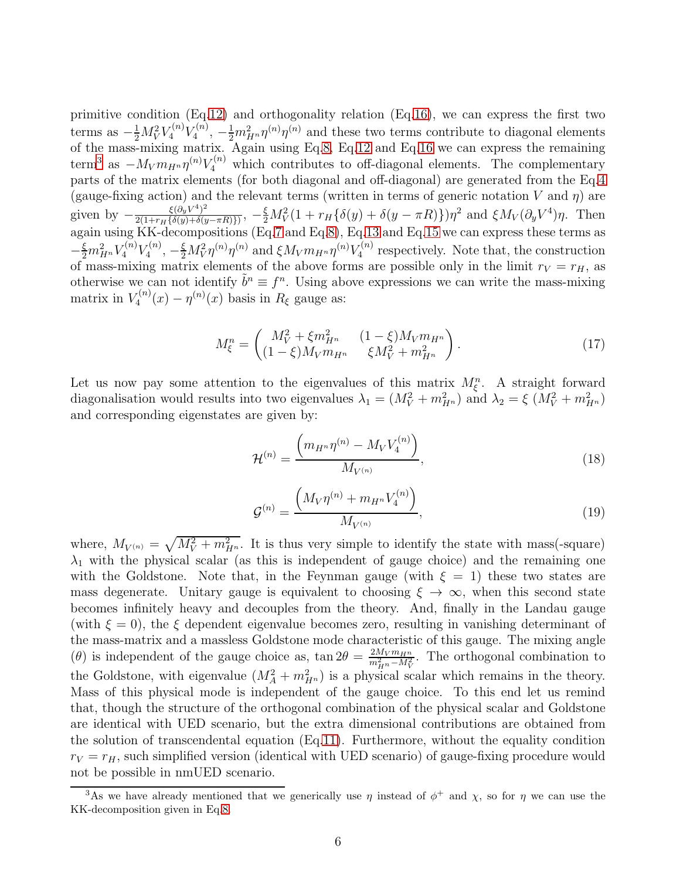primitive condition (Eq.12) and orthogonality relation (Eq.16), we can express the first two terms as $-\frac{1}{2}M_V^2 V_4^{(n)}V_4^{(n)}$, $-\frac{1}{2}m_{H^n}^2\eta^{(n)}\eta^{(n)}$ and these two terms contribute to diagonal elements of the mass-mixing matrix. Again using Eq.8, Eq.12 and Eq.16 we can express the remaining term[3] as $-M_V m_{H^n}\eta^{(n)}V_4^{(n)}$ which contributes to off-diagonal elements. The complementary parts of the matrix elements (for both diagonal and off-diagonal) are generated from the Eq.4 (gauge-fixing action) and the relevant terms (written in terms of generic notation $V$ and $\eta$) are given by $-\frac{\xi(\partial_y V^4)^2}{2(1+r_H\{\delta(y)+\delta(y-\pi R)\})}$, $-\frac{\xi}{2}M_V^2(1+r_H\{\delta(y)+\delta(y-\pi R)\})\eta^2$ and $\xi M_V(\partial_y V^4)\eta$. Then again using KK-decompositions (Eq.7 and Eq.8), Eq.13 and Eq.15 we can express these terms as $-\frac{\xi}{2}m_{H^n}^2 V_4^{(n)}V_4^{(n)}$, $-\frac{\xi}{2}M_V^2\eta^{(n)}\eta^{(n)}$ and $\xi M_V m_{H^n}\eta^{(n)}V_4^{(n)}$ respectively. Note that, the construction of mass-mixing matrix elements of the above forms are possible only in the limit $r_V = r_H$, as otherwise we can not identify $\tilde{b}^n \equiv f^n$. Using above expressions we can write the mass-mixing matrix in $V_4^{(n)}(x) - \eta^{(n)}(x)$ basis in $R_\xi$ gauge as:

$$M_\xi^n = \begin{pmatrix} M_V^2 + \xi m_{H^n}^2 & (1-\xi)M_V m_{H^n} \\ (1-\xi)M_V m_{H^n} & \xi M_V^2 + m_{H^n}^2 \end{pmatrix}. \tag{17}$$

Let us now pay some attention to the eigenvalues of this matrix $M_\xi^n$. A straight forward diagonalisation would results into two eigenvalues $\lambda_1 = (M_V^2 + m_{H^n}^2)$ and $\lambda_2 = \xi\,(M_V^2 + m_{H^n}^2)$ and corresponding eigenstates are given by:

$$\mathcal{H}^{(n)} = \frac{\left(m_{H^n}\eta^{(n)} - M_V V_4^{(n)}\right)}{M_{V^{(n)}}}, \tag{18}$$

$$\mathcal{G}^{(n)} = \frac{\left(M_V\eta^{(n)} + m_{H^n} V_4^{(n)}\right)}{M_{V^{(n)}}}, \tag{19}$$

where, $M_{V^{(n)}} = \sqrt{M_V^2 + m_{H^n}^2}$. It is thus very simple to identify the state with mass(-square) $\lambda_1$ with the physical scalar (as this is independent of gauge choice) and the remaining one with the Goldstone. Note that, in the Feynman gauge (with $\xi = 1$) these two states are mass degenerate. Unitary gauge is equivalent to choosing $\xi \to \infty$, when this second state becomes infinitely heavy and decouples from the theory. And, finally in the Landau gauge (with $\xi = 0$), the $\xi$ dependent eigenvalue becomes zero, resulting in vanishing determinant of the mass-matrix and a massless Goldstone mode characteristic of this gauge. The mixing angle ($\theta$) is independent of the gauge choice as, $\tan 2\theta = \frac{2M_V m_{H^n}}{m_{H^n}^2 - M_V^2}$. The orthogonal combination to the Goldstone, with eigenvalue $(M_A^2 + m_{H^n}^2)$ is a physical scalar which remains in the theory. Mass of this physical mode is independent of the gauge choice. To this end let us remind that, though the structure of the orthogonal combination of the physical scalar and Goldstone are identical with UED scenario, but the extra dimensional contributions are obtained from the solution of transcendental equation (Eq.11). Furthermore, without the equality condition $r_V = r_H$, such simplified version (identical with UED scenario) of gauge-fixing procedure would not be possible in nmUED scenario.

[3] As we have already mentioned that we generically use $\eta$ instead of $\phi^+$ and $\chi$, so for $\eta$ we can use the KK-decomposition given in Eq.8.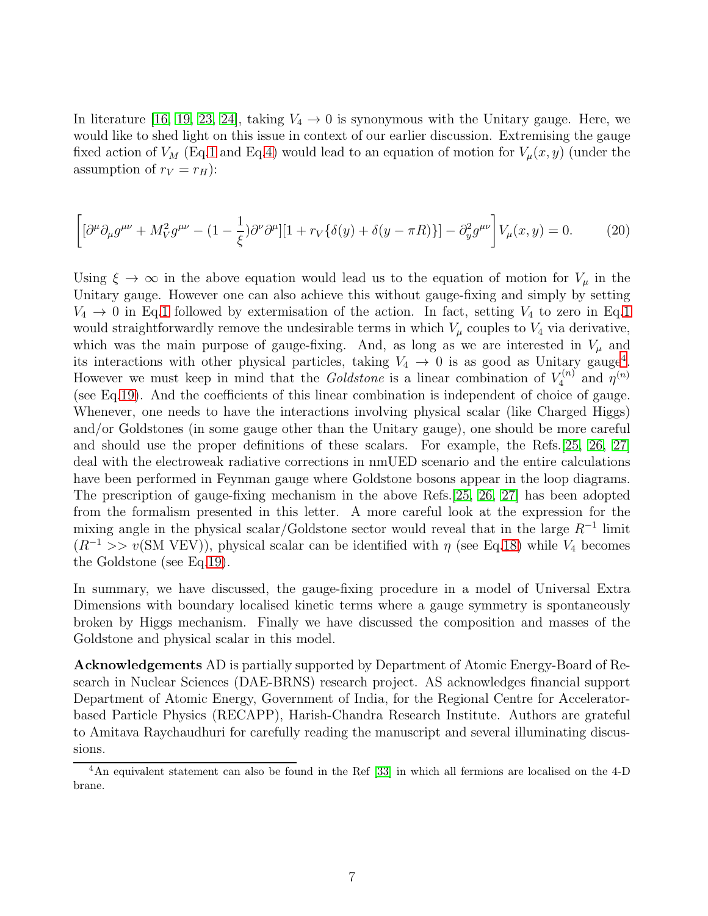In literature [16, 19, 23, 24], taking $V_4 \to 0$ is synonymous with the Unitary gauge. Here, we would like to shed light on this issue in context of our earlier discussion. Extremising the gauge fixed action of $V_M$ (Eq.1 and Eq.4) would lead to an equation of motion for $V_\mu(x,y)$ (under the assumption of $r_V = r_H$):

$$\left[ [\partial^\mu \partial_\mu g^{\mu\nu} + M_V^2 g^{\mu\nu} - (1 - \frac{1}{\xi})\partial^\nu \partial^\mu][1 + r_V\{\delta(y) + \delta(y - \pi R)\}] - \partial_y^2 g^{\mu\nu} \right] V_\mu(x,y) = 0. \tag{20}$$

Using $\xi \to \infty$ in the above equation would lead us to the equation of motion for $V_\mu$ in the Unitary gauge. However one can also achieve this without gauge-fixing and simply by setting $V_4 \to 0$ in Eq.1 followed by extermisation of the action. In fact, setting $V_4$ to zero in Eq.1 would straightforwardly remove the undesirable terms in which $V_\mu$ couples to $V_4$ via derivative, which was the main purpose of gauge-fixing. And, as long as we are interested in $V_\mu$ and its interactions with other physical particles, taking $V_4 \to 0$ is as good as Unitary gauge[4]. However we must keep in mind that the *Goldstone* is a linear combination of $V_4^{(n)}$ and $\eta^{(n)}$ (see Eq.19). And the coefficients of this linear combination is independent of choice of gauge. Whenever, one needs to have the interactions involving physical scalar (like Charged Higgs) and/or Goldstones (in some gauge other than the Unitary gauge), one should be more careful and should use the proper definitions of these scalars. For example, the Refs.[25, 26, 27] deal with the electroweak radiative corrections in nmUED scenario and the entire calculations have been performed in Feynman gauge where Goldstone bosons appear in the loop diagrams. The prescription of gauge-fixing mechanism in the above Refs.[25, 26, 27] has been adopted from the formalism presented in this letter. A more careful look at the expression for the mixing angle in the physical scalar/Goldstone sector would reveal that in the large $R^{-1}$ limit ($R^{-1} >> v$(SM VEV)), physical scalar can be identified with $\eta$ (see Eq.18) while $V_4$ becomes the Goldstone (see Eq.19).

In summary, we have discussed, the gauge-fixing procedure in a model of Universal Extra Dimensions with boundary localised kinetic terms where a gauge symmetry is spontaneously broken by Higgs mechanism. Finally we have discussed the composition and masses of the Goldstone and physical scalar in this model.

**Acknowledgements** AD is partially supported by Department of Atomic Energy-Board of Research in Nuclear Sciences (DAE-BRNS) research project. AS acknowledges financial support Department of Atomic Energy, Government of India, for the Regional Centre for Accelerator-based Particle Physics (RECAPP), Harish-Chandra Research Institute. Authors are grateful to Amitava Raychaudhuri for carefully reading the manuscript and several illuminating discussions.

[4] An equivalent statement can also be found in the Ref [33] in which all fermions are localised on the 4-D brane.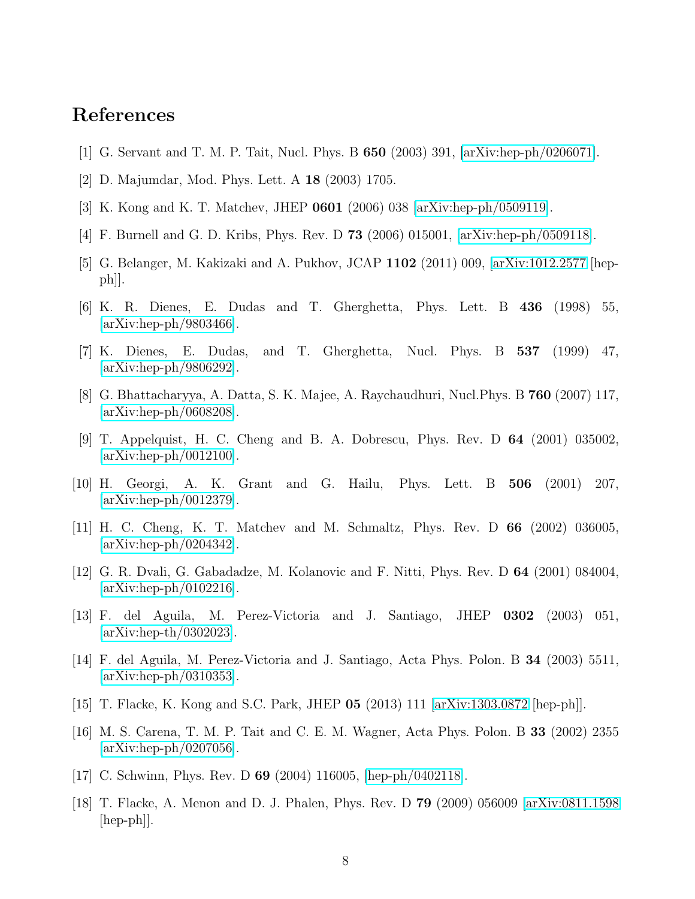# References

[1] G. Servant and T. M. P. Tait, Nucl. Phys. B **650** (2003) 391, [arXiv:hep-ph/0206071].

[2] D. Majumdar, Mod. Phys. Lett. A **18** (2003) 1705.

[3] K. Kong and K. T. Matchev, JHEP **0601** (2006) 038 [arXiv:hep-ph/0509119].

[4] F. Burnell and G. D. Kribs, Phys. Rev. D **73** (2006) 015001, [arXiv:hep-ph/0509118].

[5] G. Belanger, M. Kakizaki and A. Pukhov, JCAP **1102** (2011) 009, [arXiv:1012.2577 [hep-ph]].

[6] K. R. Dienes, E. Dudas and T. Gherghetta, Phys. Lett. B **436** (1998) 55, [arXiv:hep-ph/9803466].

[7] K. Dienes, E. Dudas, and T. Gherghetta, Nucl. Phys. B **537** (1999) 47, [arXiv:hep-ph/9806292].

[8] G. Bhattacharyya, A. Datta, S. K. Majee, A. Raychaudhuri, Nucl.Phys. B **760** (2007) 117, [arXiv:hep-ph/0608208].

[9] T. Appelquist, H. C. Cheng and B. A. Dobrescu, Phys. Rev. D **64** (2001) 035002, [arXiv:hep-ph/0012100].

[10] H. Georgi, A. K. Grant and G. Hailu, Phys. Lett. B **506** (2001) 207, [arXiv:hep-ph/0012379].

[11] H. C. Cheng, K. T. Matchev and M. Schmaltz, Phys. Rev. D **66** (2002) 036005, [arXiv:hep-ph/0204342].

[12] G. R. Dvali, G. Gabadadze, M. Kolanovic and F. Nitti, Phys. Rev. D **64** (2001) 084004, [arXiv:hep-ph/0102216].

[13] F. del Aguila, M. Perez-Victoria and J. Santiago, JHEP **0302** (2003) 051, [arXiv:hep-th/0302023].

[14] F. del Aguila, M. Perez-Victoria and J. Santiago, Acta Phys. Polon. B **34** (2003) 5511, [arXiv:hep-ph/0310353].

[15] T. Flacke, K. Kong and S.C. Park, JHEP **05** (2013) 111 [arXiv:1303.0872 [hep-ph]].

[16] M. S. Carena, T. M. P. Tait and C. E. M. Wagner, Acta Phys. Polon. B **33** (2002) 2355 [arXiv:hep-ph/0207056].

[17] C. Schwinn, Phys. Rev. D **69** (2004) 116005, [hep-ph/0402118].

[18] T. Flacke, A. Menon and D. J. Phalen, Phys. Rev. D **79** (2009) 056009 [arXiv:0811.1598 [hep-ph]].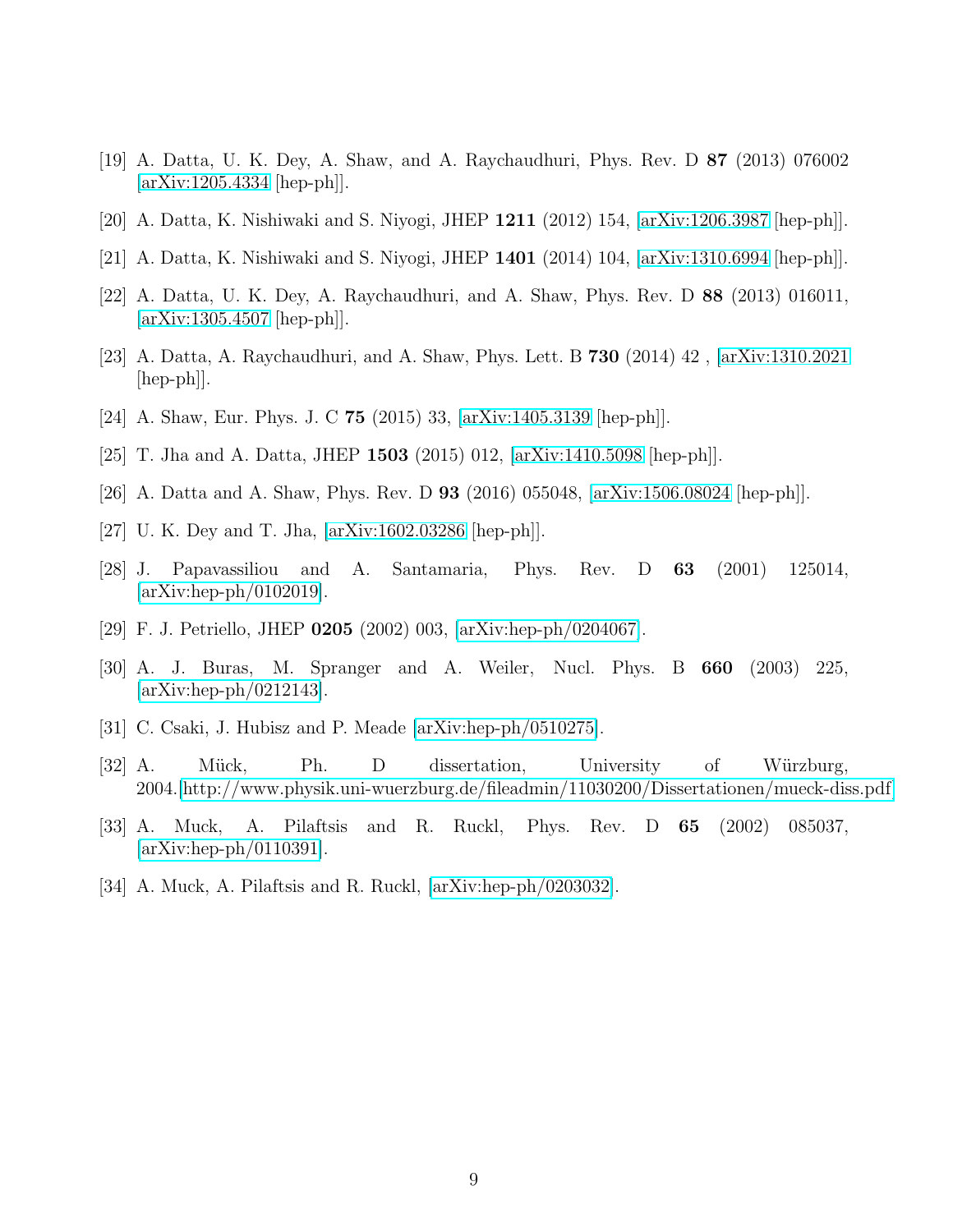[19] A. Datta, U. K. Dey, A. Shaw, and A. Raychaudhuri, Phys. Rev. D **87** (2013) 076002 [arXiv:1205.4334 [hep-ph]].

[20] A. Datta, K. Nishiwaki and S. Niyogi, JHEP **1211** (2012) 154, [arXiv:1206.3987 [hep-ph]].

[21] A. Datta, K. Nishiwaki and S. Niyogi, JHEP **1401** (2014) 104, [arXiv:1310.6994 [hep-ph]].

[22] A. Datta, U. K. Dey, A. Raychaudhuri, and A. Shaw, Phys. Rev. D **88** (2013) 016011, [arXiv:1305.4507 [hep-ph]].

[23] A. Datta, A. Raychaudhuri, and A. Shaw, Phys. Lett. B **730** (2014) 42 , [arXiv:1310.2021 [hep-ph]].

[24] A. Shaw, Eur. Phys. J. C **75** (2015) 33, [arXiv:1405.3139 [hep-ph]].

[25] T. Jha and A. Datta, JHEP **1503** (2015) 012, [arXiv:1410.5098 [hep-ph]].

[26] A. Datta and A. Shaw, Phys. Rev. D **93** (2016) 055048, [arXiv:1506.08024 [hep-ph]].

[27] U. K. Dey and T. Jha, [arXiv:1602.03286 [hep-ph]].

[28] J. Papavassiliou and A. Santamaria, Phys. Rev. D **63** (2001) 125014, [arXiv:hep-ph/0102019].

[29] F. J. Petriello, JHEP **0205** (2002) 003, [arXiv:hep-ph/0204067].

[30] A. J. Buras, M. Spranger and A. Weiler, Nucl. Phys. B **660** (2003) 225, [arXiv:hep-ph/0212143].

[31] C. Csaki, J. Hubisz and P. Meade [arXiv:hep-ph/0510275].

[32] A. Mück, Ph. D dissertation, University of Würzburg, 2004.[http://www.physik.uni-wuerzburg.de/fileadmin/11030200/Dissertationen/mueck-diss.pdf]

[33] A. Muck, A. Pilaftsis and R. Ruckl, Phys. Rev. D **65** (2002) 085037, [arXiv:hep-ph/0110391].

[34] A. Muck, A. Pilaftsis and R. Ruckl, [arXiv:hep-ph/0203032].